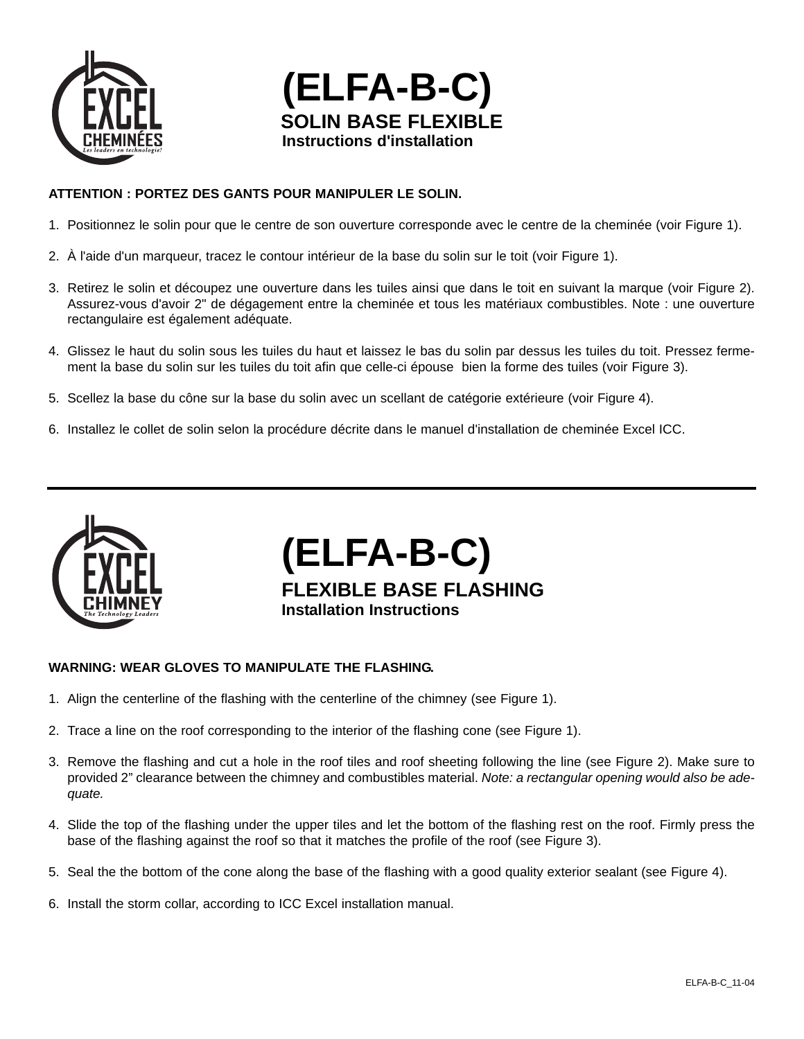# (ELFA-B-C)

## SOLIN BASE FLEXIBLE

### Instructions d'installation

**ATTENTION : PORTEZ DES GANTS POUR MANIPULER LE SOLIN.**

1. Positionnez le solin pour que le centre de son ouverture corresponde avec le centre de la cheminée (voir Figure 1).
2. À l'aide d'un marqueur, tracez le contour intérieur de la base du solin sur le toit (voir Figure 1).
3. Retirez le solin et découpez une ouverture dans les tuiles ainsi que dans le toit en suivant la marque (voir Figure 2). Assurez-vous d'avoir 2" de dégagement entre la cheminée et tous les matériaux combustibles. Note : une ouverture rectangulaire est également adéquate.
4. Glissez le haut du solin sous les tuiles du haut et laissez le bas du solin par dessus les tuiles du toit. Pressez fermement la base du solin sur les tuiles du toit afin que celle-ci épouse bien la forme des tuiles (voir Figure 3).
5. Scellez la base du cône sur la base du solin avec un scellant de catégorie extérieure (voir Figure 4).
6. Installez le collet de solin selon la procédure décrite dans le manuel d'installation de cheminée Excel ICC.

---

# (ELFA-B-C)

## FLEXIBLE BASE FLASHING

### Installation Instructions

**WARNING: WEAR GLOVES TO MANIPULATE THE FLASHING.**

1. Align the centerline of the flashing with the centerline of the chimney (see Figure 1).
2. Trace a line on the roof corresponding to the interior of the flashing cone (see Figure 1).
3. Remove the flashing and cut a hole in the roof tiles and roof sheeting following the line (see Figure 2). Make sure to provided 2” clearance between the chimney and combustibles material. *Note: a rectangular opening would also be adequate.*
4. Slide the top of the flashing under the upper tiles and let the bottom of the flashing rest on the roof. Firmly press the base of the flashing against the roof so that it matches the profile of the roof (see Figure 3).
5. Seal the the bottom of the cone along the base of the flashing with a good quality exterior sealant (see Figure 4).
6. Install the storm collar, according to ICC Excel installation manual.

ELFA-B-C_11-04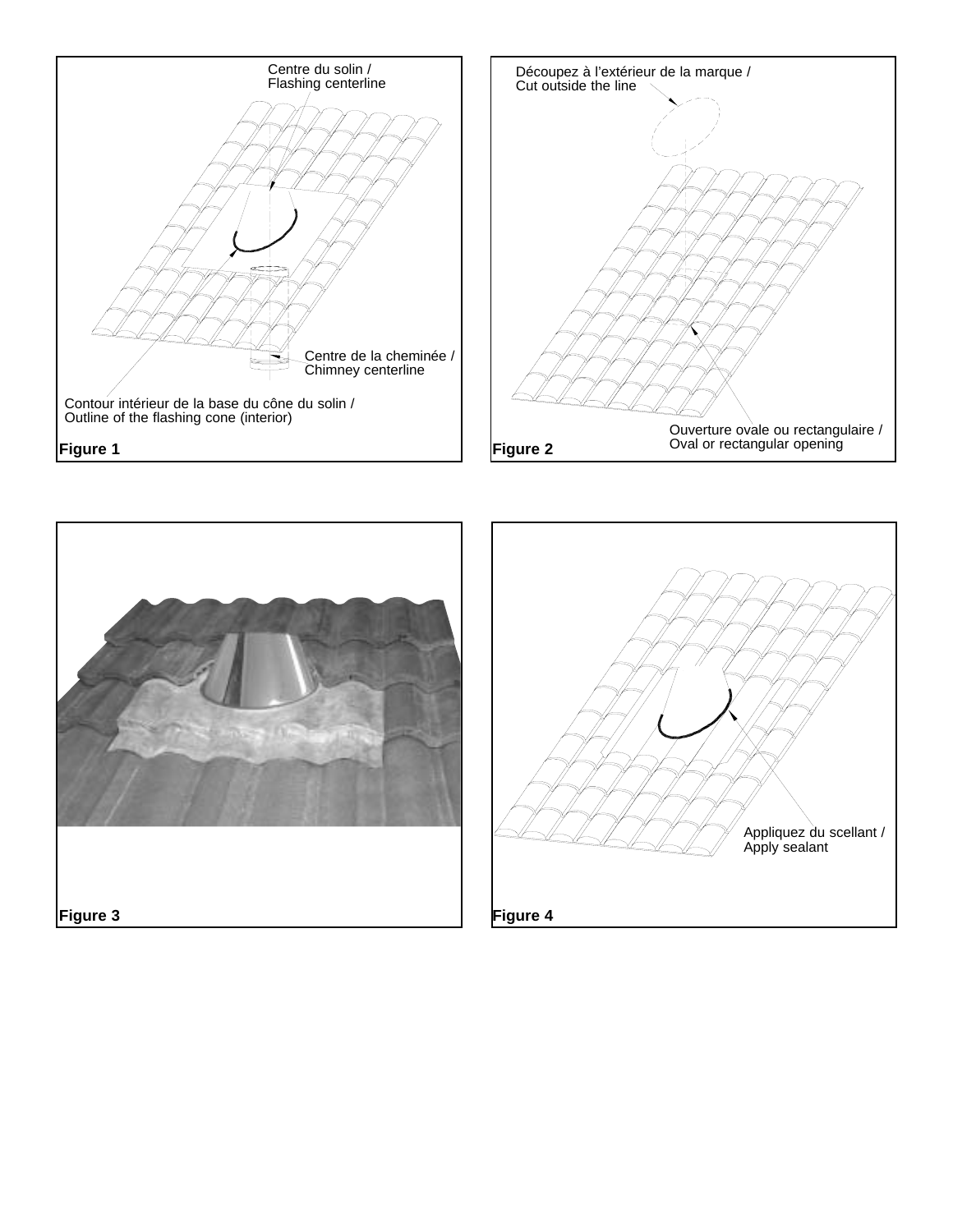Centre du solin /
Flashing centerline

Centre de la cheminée /
Chimney centerline

Contour intérieur de la base du cône du solin /
Outline of the flashing cone (interior)

**Figure 1**

Découpez à l'extérieur de la marque /
Cut outside the line

Ouverture ovale ou rectangulaire /
Oval or rectangular opening

**Figure 2**

**Figure 3**

Appliquez du scellant /
Apply sealant

**Figure 4**